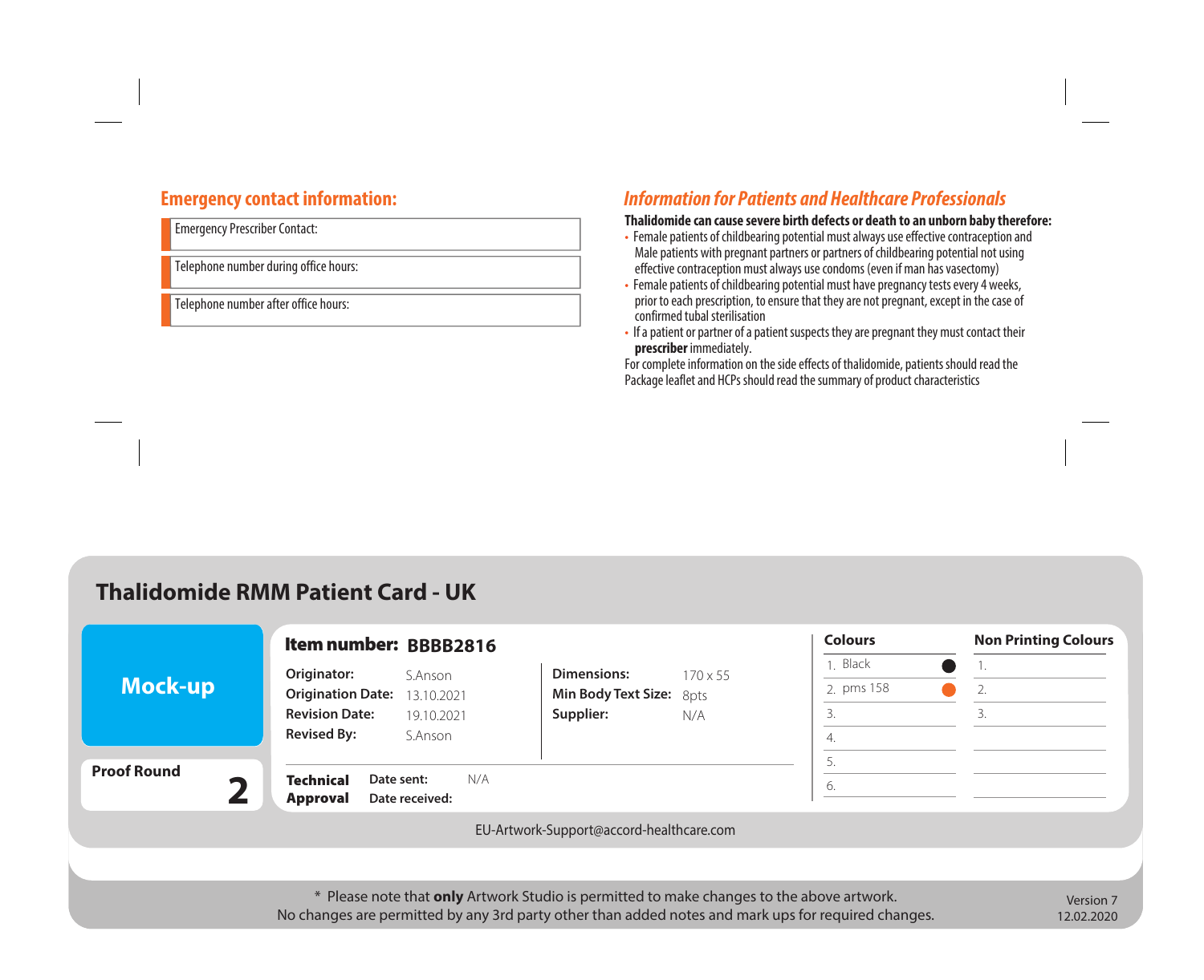## Emergency contact information:

| Emergency Prescriber Contact: |
|---|
| Telephone number during office hours: |
| Telephone number after office hours: |

## *Information for Patients and Healthcare Professionals*

**Thalidomide can cause severe birth defects or death to an unborn baby therefore:**

- Female patients of childbearing potential must always use effective contraception and Male patients with pregnant partners or partners of childbearing potential not using effective contraception must always use condoms (even if man has vasectomy)
- Female patients of childbearing potential must have pregnancy tests every 4 weeks, prior to each prescription, to ensure that they are not pregnant, except in the case of confirmed tubal sterilisation
- If a patient or partner of a patient suspects they are pregnant they must contact their **prescriber** immediately.

For complete information on the side effects of thalidomide, patients should read the Package leaflet and HCPs should read the summary of product characteristics

# Thalidomide RMM Patient Card - UK

**Mock-up**

**Proof Round** 2

**Item number:** BBBB2816

| | | | |
|---|---|---|---|
| **Originator:** | S.Anson | **Dimensions:** | 170 x 55 |
| **Origination Date:** | 13.10.2021 | **Min Body Text Size:** | 8pts |
| **Revision Date:** | 19.10.2021 | **Supplier:** | N/A |
| **Revised By:** | S.Anson | | |

**Technical Approval** — **Date sent:** N/A — **Date received:**

| Colours | Non Printing Colours |
|---|---|
| 1. Black | 1. |
| 2. pms 158 | 2. |
| 3. | 3. |
| 4. | |
| 5. | |
| 6. | |

EU-Artwork-Support@accord-healthcare.com

\* Please note that **only** Artwork Studio is permitted to make changes to the above artwork.
No changes are permitted by any 3rd party other than added notes and mark ups for required changes.

Version 7
12.02.2020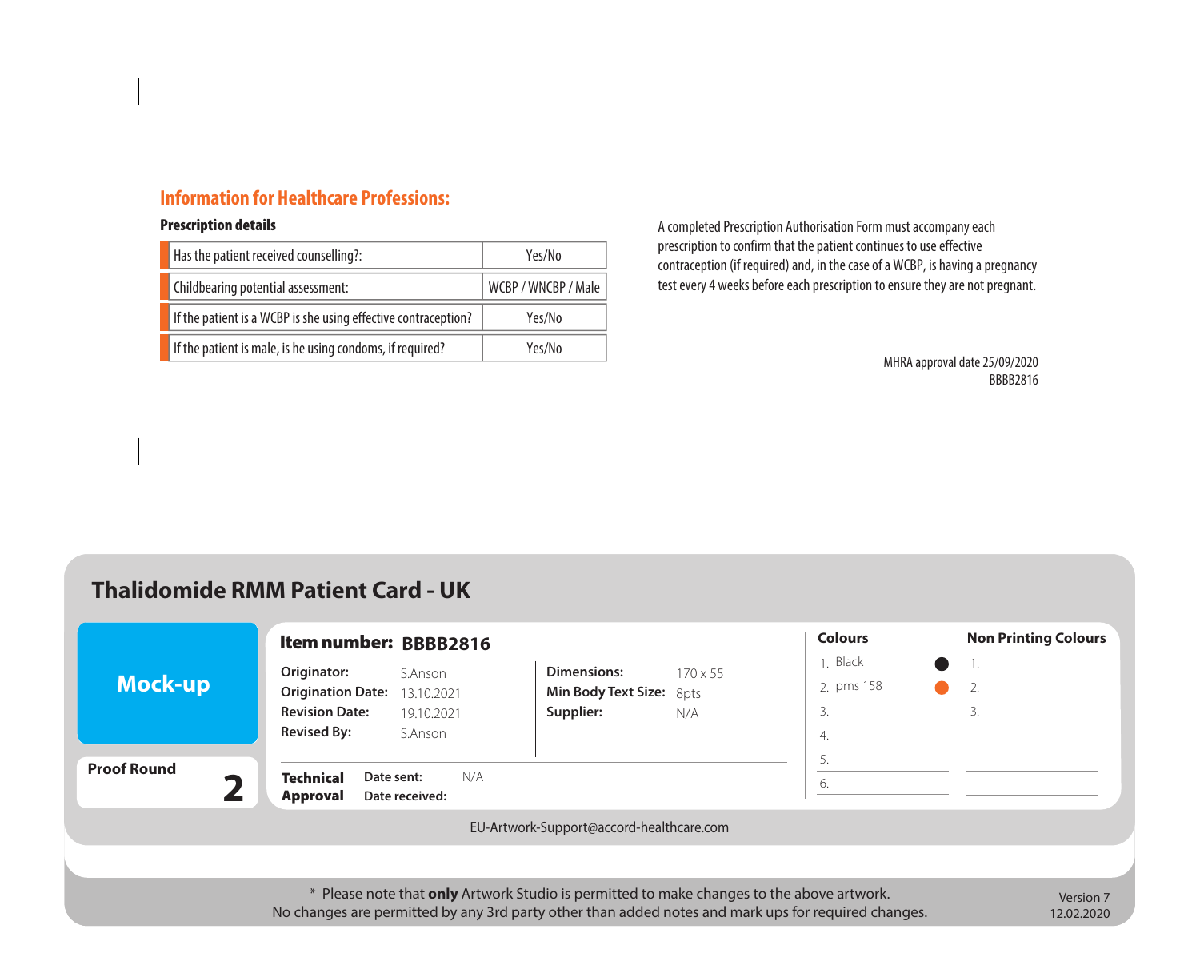## Information for Healthcare Professions:

**Prescription details**

| | |
|---|---|
| Has the patient received counselling?: | Yes/No |
| Childbearing potential assessment: | WCBP / WNCBP / Male |
| If the patient is a WCBP is she using effective contraception? | Yes/No |
| If the patient is male, is he using condoms, if required? | Yes/No |

A completed Prescription Authorisation Form must accompany each prescription to confirm that the patient continues to use effective contraception (if required) and, in the case of a WCBP, is having a pregnancy test every 4 weeks before each prescription to ensure they are not pregnant.

MHRA approval date 25/09/2020
BBBB2816

## Thalidomide RMM Patient Card - UK

**Mock-up**

**Proof Round** 2

**Item number:** BBBB2816

| | | | |
|---|---|---|---|
| **Originator:** | S.Anson | **Dimensions:** | 170 x 55 |
| **Origination Date:** | 13.10.2021 | **Min Body Text Size:** | 8pts |
| **Revision Date:** | 19.10.2021 | **Supplier:** | N/A |
| **Revised By:** | S.Anson | | |

**Technical Approval** — **Date sent:** N/A — **Date received:**

| Colours | Non Printing Colours |
|---|---|
| 1. Black | 1. |
| 2. pms 158 | 2. |
| 3. | 3. |
| 4. | |
| 5. | |
| 6. | |

EU-Artwork-Support@accord-healthcare.com

\* Please note that **only** Artwork Studio is permitted to make changes to the above artwork.
No changes are permitted by any 3rd party other than added notes and mark ups for required changes.

Version 7
12.02.2020